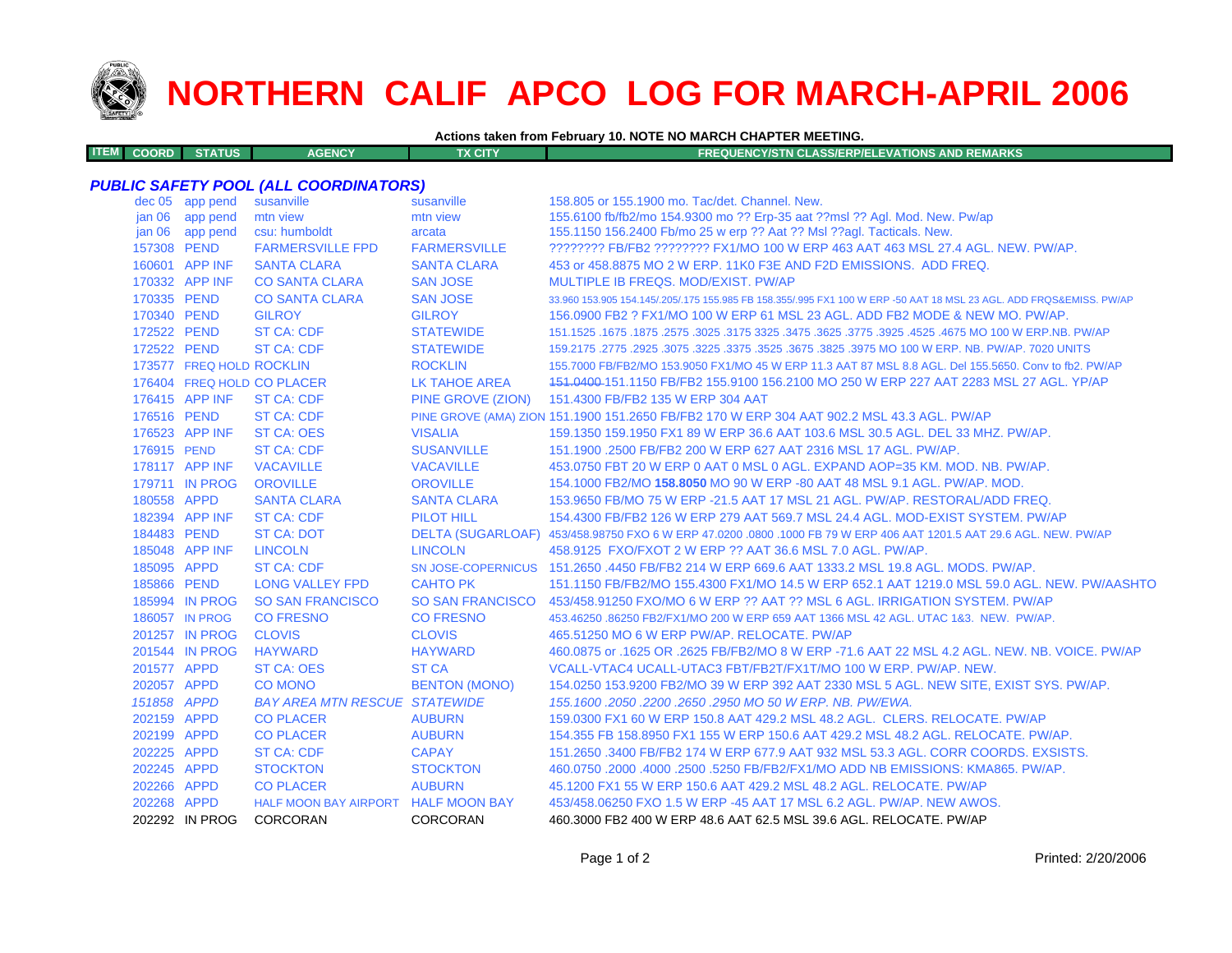# NORTHERN CALIF APCO LOG FOR MARCH-APRIL 2006

**Actions taken from February 10. NOTE NO MARCH CHAPTER MEETING.**

| ITEM | COORD | STATUS | AGENCY | TX CITY | FREQUENCY/STN CLASS/ERP/ELEVATIONS AND REMARKS |
|---|---|---|---|---|---|
| ***PUBLIC SAFETY POOL (ALL COORDINATORS)*** | | | | | |
| | dec 05 | app pend | susanville | susanville | 158.805 or 155.1900 mo. Tac/det. Channel. New. |
| | jan 06 | app pend | mtn view | mtn view | 155.6100 fb/fb2/mo 154.9300 mo ?? Erp-35 aat ??msl ?? Agl. Mod. New. Pw/ap |
| | jan 06 | app pend | csu: humboldt | arcata | 155.1150 156.2400 Fb/mo 25 w erp ?? Aat ?? Msl ??agl. Tacticals. New. |
| | 157308 | PEND | FARMERSVILLE FPD | FARMERSVILLE | ???????? FB/FB2 ???????? FX1/MO 100 W ERP 463 AAT 463 MSL 27.4 AGL. NEW. PW/AP. |
| | 160601 | APP INF | SANTA CLARA | SANTA CLARA | 453 or 458.8875 MO 2 W ERP. 11K0 F3E AND F2D EMISSIONS. ADD FREQ. |
| | 170332 | APP INF | CO SANTA CLARA | SAN JOSE | MULTIPLE IB FREQS. MOD/EXIST. PW/AP |
| | 170335 | PEND | CO SANTA CLARA | SAN JOSE | 33.960 153.905 154.145/.205/.175 155.985 FB 158.355/.995 FX1 100 W ERP -50 AAT 18 MSL 23 AGL. ADD FRQS&EMISS. PW/AP |
| | 170340 | PEND | GILROY | GILROY | 156.0900 FB2 ? FX1/MO 100 W ERP 61 MSL 23 AGL. ADD FB2 MODE & NEW MO. PW/AP. |
| | 172522 | PEND | ST CA: CDF | STATEWIDE | 151.1525 .1675 .1875 .2575 .3025 .3175 3325 .3475 .3625 .3775 .3925 .4525 .4675 MO 100 W ERP.NB. PW/AP |
| | 172522 | PEND | ST CA: CDF | STATEWIDE | 159.2175 .2775 .2925 .3075 .3225 .3375 .3525 .3675 .3825 .3975 MO 100 W ERP. NB. PW/AP. 7020 UNITS |
| | 173577 | FREQ HOLD | ROCKLIN | ROCKLIN | 155.7000 FB/FB2/MO 153.9050 FX1/MO 45 W ERP 11.3 AAT 87 MSL 8.8 AGL. Del 155.5650. Conv to fb2. PW/AP |
| | 176404 | FREQ HOLD | CO PLACER | LK TAHOE AREA | ~~151.0400~~ 151.1150 FB/FB2 155.9100 156.2100 MO 250 W ERP 227 AAT 2283 MSL 27 AGL. YP/AP |
| | 176415 | APP INF | ST CA: CDF | PINE GROVE (ZION) | 151.4300 FB/FB2 135 W ERP 304 AAT |
| | 176516 | PEND | ST CA: CDF | PINE GROVE (AMA) ZION | 151.1900 151.2650 FB/FB2 170 W ERP 304 AAT 902.2 MSL 43.3 AGL. PW/AP |
| | 176523 | APP INF | ST CA: OES | VISALIA | 159.1350 159.1950 FX1 89 W ERP 36.6 AAT 103.6 MSL 30.5 AGL. DEL 33 MHZ. PW/AP. |
| | 176915 | PEND | ST CA: CDF | SUSANVILLE | 151.1900 .2500 FB/FB2 200 W ERP 627 AAT 2316 MSL 17 AGL. PW/AP. |
| | 178117 | APP INF | VACAVILLE | VACAVILLE | 453.0750 FBT 20 W ERP 0 AAT 0 MSL 0 AGL. EXPAND AOP=35 KM. MOD. NB. PW/AP. |
| | 179711 | IN PROG | OROVILLE | OROVILLE | 154.1000 FB2/MO **158.8050** MO 90 W ERP -80 AAT 48 MSL 9.1 AGL. PW/AP. MOD. |
| | 180558 | APPD | SANTA CLARA | SANTA CLARA | 153.9650 FB/MO 75 W ERP -21.5 AAT 17 MSL 21 AGL. PW/AP. RESTORAL/ADD FREQ. |
| | 182394 | APP INF | ST CA: CDF | PILOT HILL | 154.4300 FB/FB2 126 W ERP 279 AAT 569.7 MSL 24.4 AGL. MOD-EXIST SYSTEM. PW/AP |
| | 184483 | PEND | ST CA: DOT | DELTA (SUGARLOAF) | 453/458.98750 FXO 6 W ERP 47.0200 .0800 .1000 FB 79 W ERP 406 AAT 1201.5 AAT 29.6 AGL. NEW. PW/AP |
| | 185048 | APP INF | LINCOLN | LINCOLN | 458.9125 FXO/FXOT 2 W ERP ?? AAT 36.6 MSL 7.0 AGL. PW/AP. |
| | 185095 | APPD | ST CA: CDF | SN JOSE-COPERNICUS | 151.2650 .4450 FB/FB2 214 W ERP 669.6 AAT 1333.2 MSL 19.8 AGL. MODS. PW/AP. |
| | 185866 | PEND | LONG VALLEY FPD | CAHTO PK | 151.1150 FB/FB2/MO 155.4300 FX1/MO 14.5 W ERP 652.1 AAT 1219.0 MSL 59.0 AGL. NEW. PW/AASHTO |
| | 185994 | IN PROG | SO SAN FRANCISCO | SO SAN FRANCISCO | 453/458.91250 FXO/MO 6 W ERP ?? AAT ?? MSL 6 AGL. IRRIGATION SYSTEM. PW/AP |
| | 186057 | IN PROG | CO FRESNO | CO FRESNO | 453.46250 .86250 FB2/FX1/MO 200 W ERP 659 AAT 1366 MSL 42 AGL. UTAC 1&3. NEW. PW/AP. |
| | 201257 | IN PROG | CLOVIS | CLOVIS | 465.51250 MO 6 W ERP PW/AP. RELOCATE. PW/AP |
| | 201544 | IN PROG | HAYWARD | HAYWARD | 460.0875 or .1625 OR .2625 FB/FB2/MO 8 W ERP -71.6 AAT 22 MSL 4.2 AGL. NEW. NB. VOICE. PW/AP |
| | 201577 | APPD | ST CA: OES | ST CA | VCALL-VTAC4 UCALL-UTAC3 FBT/FB2T/FX1T/MO 100 W ERP. PW/AP. NEW. |
| | 202057 | APPD | CO MONO | BENTON (MONO) | 154.0250 153.9200 FB2/MO 39 W ERP 392 AAT 2330 MSL 5 AGL. NEW SITE, EXIST SYS. PW/AP. |
| | *151858* | *APPD* | *BAY AREA MTN RESCUE* | *STATEWIDE* | *155.1600 .2050 .2200 .2650 .2950 MO 50 W ERP. NB. PW/EWA.* |
| | 202159 | APPD | CO PLACER | AUBURN | 159.0300 FX1 60 W ERP 150.8 AAT 429.2 MSL 48.2 AGL. CLERS. RELOCATE. PW/AP |
| | 202199 | APPD | CO PLACER | AUBURN | 154.355 FB 158.8950 FX1 155 W ERP 150.6 AAT 429.2 MSL 48.2 AGL. RELOCATE. PW/AP. |
| | 202225 | APPD | ST CA: CDF | CAPAY | 151.2650 .3400 FB/FB2 174 W ERP 677.9 AAT 932 MSL 53.3 AGL. CORR COORDS. EXSISTS. |
| | 202245 | APPD | STOCKTON | STOCKTON | 460.0750 .2000 .4000 .2500 .5250 FB/FB2/FX1/MO ADD NB EMISSIONS: KMA865. PW/AP. |
| | 202266 | APPD | CO PLACER | AUBURN | 45.1200 FX1 55 W ERP 150.6 AAT 429.2 MSL 48.2 AGL. RELOCATE. PW/AP |
| | 202268 | APPD | HALF MOON BAY AIRPORT | HALF MOON BAY | 453/458.06250 FXO 1.5 W ERP -45 AAT 17 MSL 6.2 AGL. PW/AP. NEW AWOS. |
| | 202292 | IN PROG | CORCORAN | CORCORAN | 460.3000 FB2 400 W ERP 48.6 AAT 62.5 MSL 39.6 AGL. RELOCATE. PW/AP |

Printed: 2/20/2006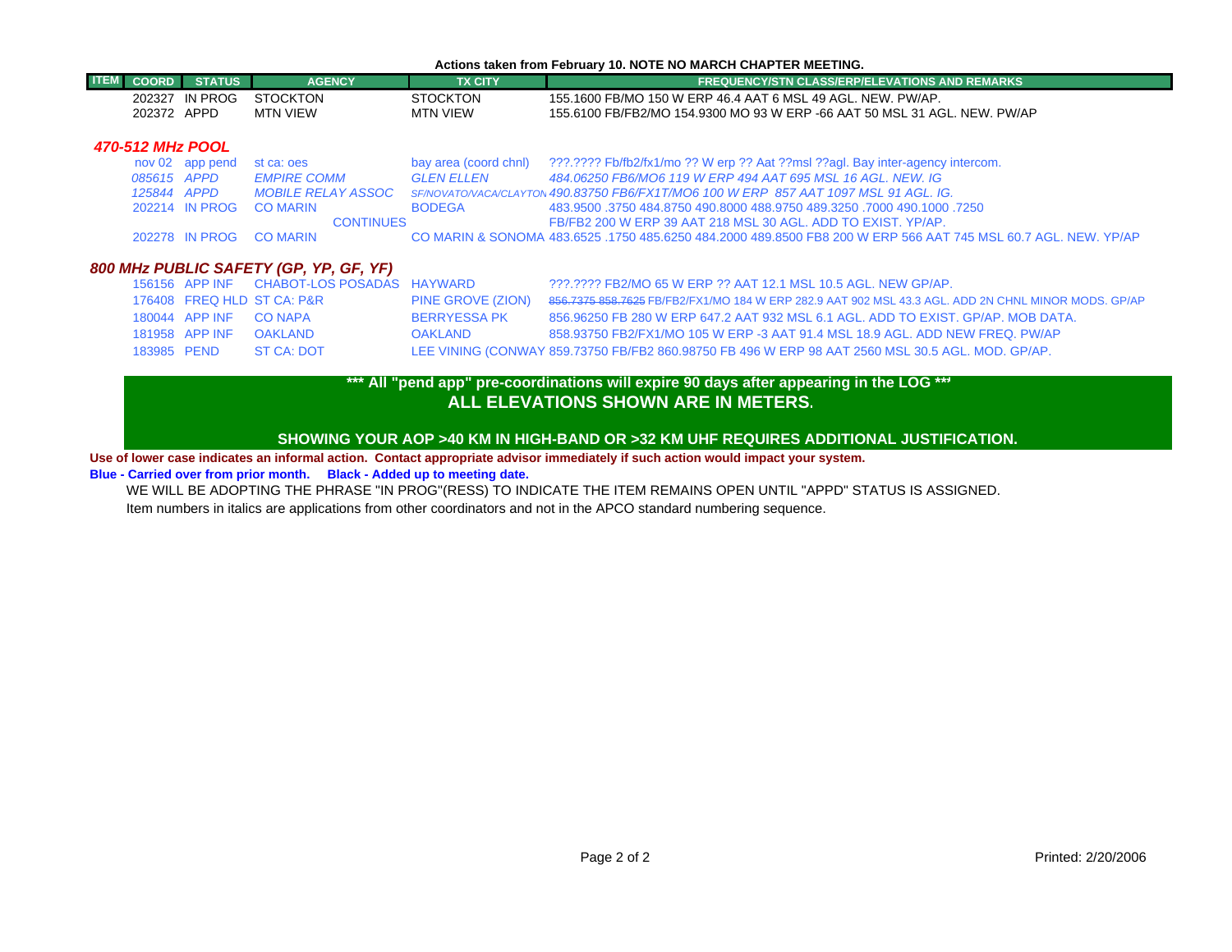**Actions taken from February 10. NOTE NO MARCH CHAPTER MEETING.**

| ITEM | COORD | STATUS | AGENCY | TX CITY | FREQUENCY/STN CLASS/ERP/ELEVATIONS AND REMARKS |
|---|---|---|---|---|---|
| | 202327 | IN PROG | STOCKTON | STOCKTON | 155.1600 FB/MO 150 W ERP 46.4 AAT 6 MSL 49 AGL. NEW. PW/AP. |
| | 202372 | APPD | MTN VIEW | MTN VIEW | 155.6100 FB/FB2/MO 154.9300 MO 93 W ERP -66 AAT 50 MSL 31 AGL. NEW. PW/AP |
| ***470-512 MHz POOL*** | | | | | |
| | nov 02 | app pend | st ca: oes | bay area (coord chnl) | ???.???? Fb/fb2/fx1/mo ?? W erp ?? Aat ??msl ??agl. Bay inter-agency intercom. |
| | *085615* | *APPD* | *EMPIRE COMM* | *GLEN ELLEN* | *484.06250 FB6/MO6 119 W ERP 494 AAT 695 MSL 16 AGL. NEW. IG* |
| | *125844* | *APPD* | *MOBILE RELAY ASSOC* | *SF/NOVATO/VACA/CLAYTON* | *490.83750 FB6/FX1T/MO6 100 W ERP 857 AAT 1097 MSL 91 AGL. IG.* |
| | 202214 | IN PROG | CO MARIN | BODEGA | 483.9500 .3750 484.8750 490.8000 488.9750 489.3250 .7000 490.1000 .7250 |
| | | | CONTINUES | | FB/FB2 200 W ERP 39 AAT 218 MSL 30 AGL. ADD TO EXIST. YP/AP. |
| | 202278 | IN PROG | CO MARIN | CO MARIN & SONOMA | 483.6525 .1750 485.6250 484.2000 489.8500 FB8 200 W ERP 566 AAT 745 MSL 60.7 AGL. NEW. YP/AP |
| ***800 MHz PUBLIC SAFETY (GP, YP, GF, YF)*** | | | | | |
| | 156156 | APP INF | CHABOT-LOS POSADAS | HAYWARD | ???.???? FB2/MO 65 W ERP ?? AAT 12.1 MSL 10.5 AGL. NEW GP/AP. |
| | 176408 | FREQ HLD | ST CA: P&R | PINE GROVE (ZION) | ~~856.7375 858.7625~~ FB/FB2/FX1/MO 184 W ERP 282.9 AAT 902 MSL 43.3 AGL. ADD 2N CHNL MINOR MODS. GP/AP |
| | 180044 | APP INF | CO NAPA | BERRYESSA PK | 856.96250 FB 280 W ERP 647.2 AAT 932 MSL 6.1 AGL. ADD TO EXIST. GP/AP. MOB DATA. |
| | 181958 | APP INF | OAKLAND | OAKLAND | 858.93750 FB2/FX1/MO 105 W ERP -3 AAT 91.4 MSL 18.9 AGL. ADD NEW FREQ. PW/AP |
| | 183985 | PEND | ST CA: DOT | LEE VINING (CONWAY | 859.73750 FB/FB2 860.98750 FB 496 W ERP 98 AAT 2560 MSL 30.5 AGL. MOD. GP/AP. |

**\*\*\* All "pend app" pre-coordinations will expire 90 days after appearing in the LOG \*\*\***

**ALL ELEVATIONS SHOWN ARE IN METERS.**

**SHOWING YOUR AOP >40 KM IN HIGH-BAND OR >32 KM UHF REQUIRES ADDITIONAL JUSTIFICATION.**

**Use of lower case indicates an informal action. Contact appropriate advisor immediately if such action would impact your system.**

**Blue - Carried over from prior month. Black - Added up to meeting date.**

WE WILL BE ADOPTING THE PHRASE "IN PROG"(RESS) TO INDICATE THE ITEM REMAINS OPEN UNTIL "APPD" STATUS IS ASSIGNED.

Item numbers in italics are applications from other coordinators and not in the APCO standard numbering sequence.

Printed: 2/20/2006